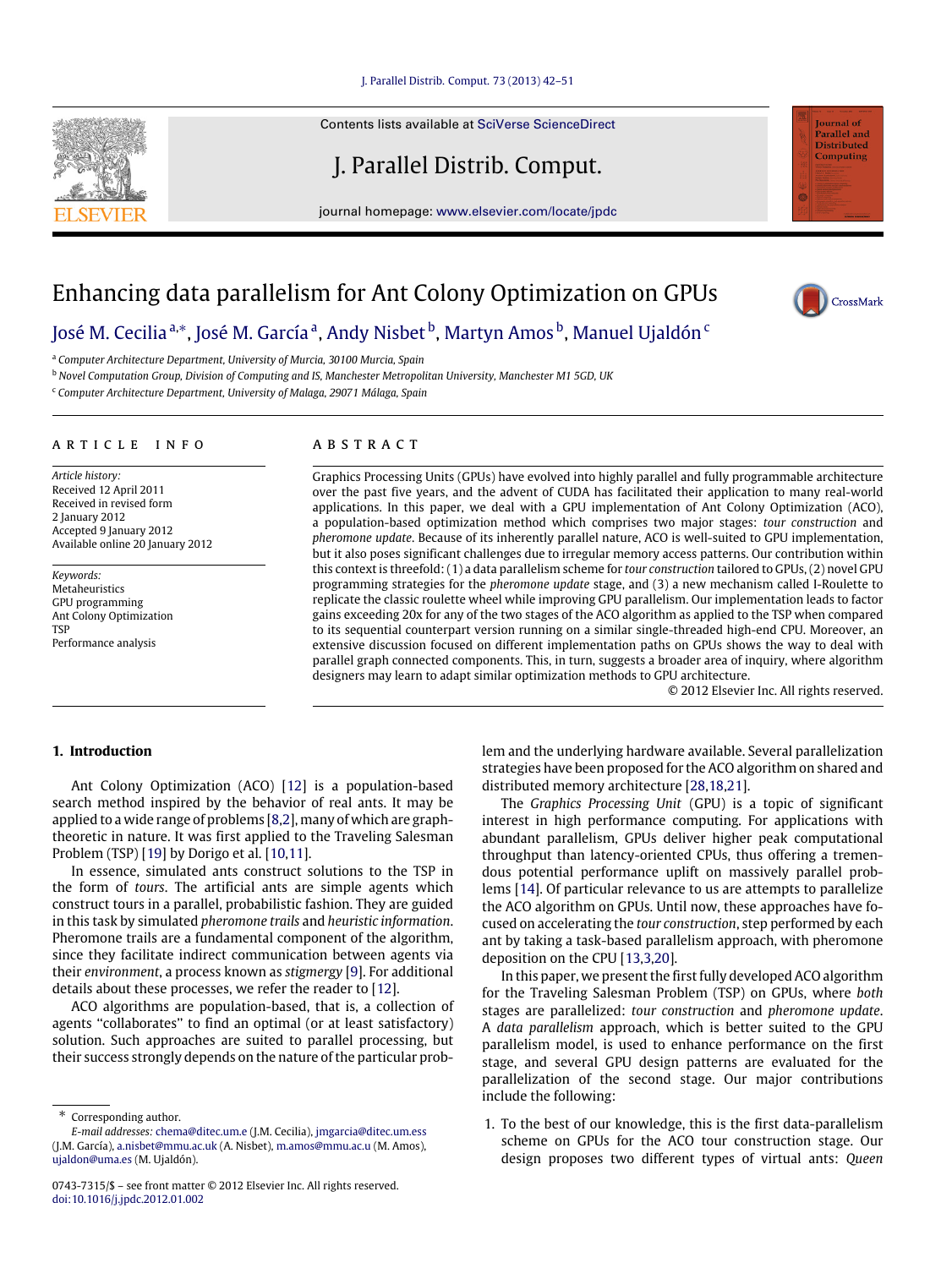# Enhancing data parallelism for Ant Colony Optimization on GPUs

José M. Cecilia [a,*], José M. García [a], Andy Nisbet [b], Martyn Amos [b], Manuel Ujaldón [c]

[a] Computer Architecture Department, University of Murcia, 30100 Murcia, Spain

[b] Novel Computation Group, Division of Computing and IS, Manchester Metropolitan University, Manchester M1 5GD, UK

[c] Computer Architecture Department, University of Malaga, 29071 Málaga, Spain

## ARTICLE INFO

*Article history:*
Received 12 April 2011
Received in revised form
2 January 2012
Accepted 9 January 2012
Available online 20 January 2012

*Keywords:*
Metaheuristics
GPU programming
Ant Colony Optimization
TSP
Performance analysis

## ABSTRACT

Graphics Processing Units (GPUs) have evolved into highly parallel and fully programmable architecture over the past five years, and the advent of CUDA has facilitated their application to many real-world applications. In this paper, we deal with a GPU implementation of Ant Colony Optimization (ACO), a population-based optimization method which comprises two major stages: *tour construction* and *pheromone update*. Because of its inherently parallel nature, ACO is well-suited to GPU implementation, but it also poses significant challenges due to irregular memory access patterns. Our contribution within this context is threefold: (1) a data parallelism scheme for *tour construction* tailored to GPUs, (2) novel GPU programming strategies for the *pheromone update* stage, and (3) a new mechanism called I-Roulette to replicate the classic roulette wheel while improving GPU parallelism. Our implementation leads to factor gains exceeding 20x for any of the two stages of the ACO algorithm as applied to the TSP when compared to its sequential counterpart version running on a similar single-threaded high-end CPU. Moreover, an extensive discussion focused on different implementation paths on GPUs shows the way to deal with parallel graph connected components. This, in turn, suggests a broader area of inquiry, where algorithm designers may learn to adapt similar optimization methods to GPU architecture.

© 2012 Elsevier Inc. All rights reserved.

## 1. Introduction

Ant Colony Optimization (ACO) [12] is a population-based search method inspired by the behavior of real ants. It may be applied to a wide range of problems [8,2], many of which are graph-theoretic in nature. It was first applied to the Traveling Salesman Problem (TSP) [19] by Dorigo et al. [10,11].

In essence, simulated ants construct solutions to the TSP in the form of *tours*. The artificial ants are simple agents which construct tours in a parallel, probabilistic fashion. They are guided in this task by simulated *pheromone trails* and *heuristic information*. Pheromone trails are a fundamental component of the algorithm, since they facilitate indirect communication between agents via their *environment*, a process known as *stigmergy* [9]. For additional details about these processes, we refer the reader to [12].

ACO algorithms are population-based, that is, a collection of agents "collaborates" to find an optimal (or at least satisfactory) solution. Such approaches are suited to parallel processing, but their success strongly depends on the nature of the particular problem and the underlying hardware available. Several parallelization strategies have been proposed for the ACO algorithm on shared and distributed memory architecture [28,18,21].

The *Graphics Processing Unit* (GPU) is a topic of significant interest in high performance computing. For applications with abundant parallelism, GPUs deliver higher peak computational throughput than latency-oriented CPUs, thus offering a tremendous potential performance uplift on massively parallel problems [14]. Of particular relevance to us are attempts to parallelize the ACO algorithm on GPUs. Until now, these approaches have focused on accelerating the *tour construction*, step performed by each ant by taking a task-based parallelism approach, with pheromone deposition on the CPU [13,3,20].

In this paper, we present the first fully developed ACO algorithm for the Traveling Salesman Problem (TSP) on GPUs, where *both* stages are parallelized: *tour construction* and *pheromone update*. A *data parallelism* approach, which is better suited to the GPU parallelism model, is used to enhance performance on the first stage, and several GPU design patterns are evaluated for the parallelization of the second stage. Our major contributions include the following:

1. To the best of our knowledge, this is the first data-parallelism scheme on GPUs for the ACO tour construction stage. Our design proposes two different types of virtual ants: *Queen*

---

\* Corresponding author.
*E-mail addresses:* chema@ditec.um.e (J.M. Cecilia), jmgarcia@ditec.um.ess (J.M. García), a.nisbet@mmu.ac.uk (A. Nisbet), m.amos@mmu.ac.u (M. Amos), ujaldon@uma.es (M. Ujaldón).

0743-7315/$ – see front matter © 2012 Elsevier Inc. All rights reserved.
doi:10.1016/j.jpdc.2012.01.002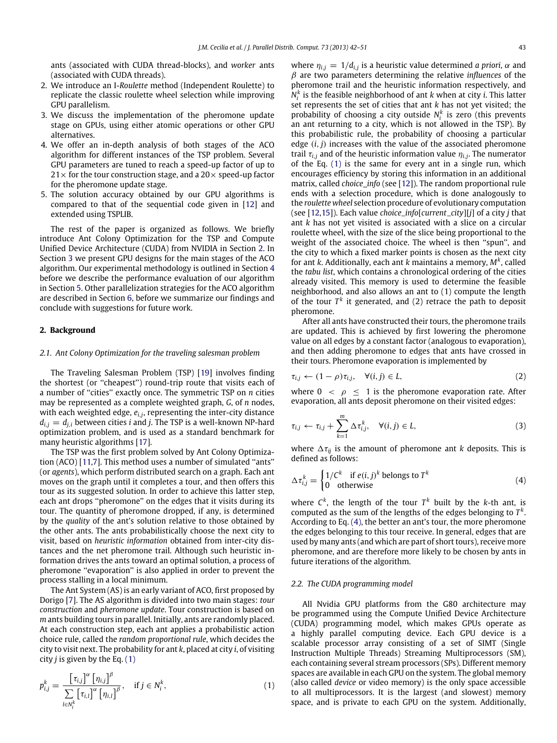ants (associated with CUDA thread-blocks), and *worker* ants (associated with CUDA threads).

2. We introduce an I-*Roulette* method (Independent Roulette) to replicate the classic roulette wheel selection while improving GPU parallelism.
3. We discuss the implementation of the pheromone update stage on GPUs, using either atomic operations or other GPU alternatives.
4. We offer an in-depth analysis of both stages of the ACO algorithm for different instances of the TSP problem. Several GPU parameters are tuned to reach a speed-up factor of up to 21× for the tour construction stage, and a 20× speed-up factor for the pheromone update stage.
5. The solution accuracy obtained by our GPU algorithms is compared to that of the sequential code given in [12] and extended using TSPLIB.

The rest of the paper is organized as follows. We briefly introduce Ant Colony Optimization for the TSP and Compute Unified Device Architecture (CUDA) from NVIDIA in Section 2. In Section 3 we present GPU designs for the main stages of the ACO algorithm. Our experimental methodology is outlined in Section 4 before we describe the performance evaluation of our algorithm in Section 5. Other parallelization strategies for the ACO algorithm are described in Section 6, before we summarize our findings and conclude with suggestions for future work.

## 2. Background

### 2.1. Ant Colony Optimization for the traveling salesman problem

The Traveling Salesman Problem (TSP) [19] involves finding the shortest (or ''cheapest'') round-trip route that visits each of a number of ''cities'' exactly once. The symmetric TSP on $n$ cities may be represented as a complete weighted graph, $G$, of $n$ nodes, with each weighted edge, $e_{i,j}$, representing the inter-city distance $d_{i,j} = d_{j,i}$ between cities $i$ and $j$. The TSP is a well-known NP-hard optimization problem, and is used as a standard benchmark for many heuristic algorithms [17].

The TSP was the first problem solved by Ant Colony Optimization (ACO) [11,7]. This method uses a number of simulated ''ants'' (or *agents*), which perform distributed search on a graph. Each ant moves on the graph until it completes a tour, and then offers this tour as its suggested solution. In order to achieve this latter step, each ant drops ''pheromone'' on the edges that it visits during its tour. The quantity of pheromone dropped, if any, is determined by the *quality* of the ant's solution relative to those obtained by the other ants. The ants probabilistically choose the next city to visit, based on *heuristic information* obtained from inter-city distances and the net pheromone trail. Although such heuristic information drives the ants toward an optimal solution, a process of pheromone ''evaporation'' is also applied in order to prevent the process stalling in a local minimum.

The Ant System (AS) is an early variant of ACO, first proposed by Dorigo [7]. The AS algorithm is divided into two main stages: *tour construction* and *pheromone update*. Tour construction is based on $m$ ants building tours in parallel. Initially, ants are randomly placed. At each construction step, each ant applies a probabilistic action choice rule, called the *random proportional rule*, which decides the city to visit next. The probability for ant $k$, placed at city $i$, of visiting city $j$ is given by the Eq. (1)

$$p_{i,j}^{k} = \frac{\left[\tau_{i,j}\right]^{\alpha}\left[\eta_{i,j}\right]^{\beta}}{\sum_{l \in N_i^k}\left[\tau_{i,l}\right]^{\alpha}\left[\eta_{i,l}\right]^{\beta}}, \quad \text{if } j \in N_i^k, \tag{1}$$

where $\eta_{i,j} = 1/d_{i,j}$ is a heuristic value determined *a priori*, $\alpha$ and $\beta$ are two parameters determining the relative *influences* of the pheromone trail and the heuristic information respectively, and $N_i^k$ is the feasible neighborhood of ant $k$ when at city $i$. This latter set represents the set of cities that ant $k$ has not yet visited; the probability of choosing a city outside $N_i^k$ is zero (this prevents an ant returning to a city, which is not allowed in the TSP). By this probabilistic rule, the probability of choosing a particular edge $(i, j)$ increases with the value of the associated pheromone trail $\tau_{i,j}$ and of the heuristic information value $\eta_{i,j}$. The numerator of the Eq. (1) is the same for every ant in a single run, which encourages efficiency by storing this information in an additional matrix, called *choice_info* (see [12]). The random proportional rule ends with a selection procedure, which is done analogously to the *roulette wheel* selection procedure of evolutionary computation (see [12,15]). Each value *choice_info*[*current_city*][*j*] of a city $j$ that ant $k$ has not yet visited is associated with a slice on a circular roulette wheel, with the size of the slice being proportional to the weight of the associated choice. The wheel is then ''spun'', and the city to which a fixed marker points is chosen as the next city for ant $k$. Additionally, each ant $k$ maintains a memory, $M^k$, called the *tabu list*, which contains a chronological ordering of the cities already visited. This memory is used to determine the feasible neighborhood, and also allows an ant to (1) compute the length of the tour $T^k$ it generated, and (2) retrace the path to deposit pheromone.

After all ants have constructed their tours, the pheromone trails are updated. This is achieved by first lowering the pheromone value on all edges by a constant factor (analogous to evaporation), and then adding pheromone to edges that ants have crossed in their tours. Pheromone evaporation is implemented by

$$\tau_{i,j} \leftarrow (1-\rho)\tau_{i,j}, \quad \forall (i,j) \in L, \tag{2}$$

where $0 < \rho \leq 1$ is the pheromone evaporation rate. After evaporation, all ants deposit pheromone on their visited edges:

$$\tau_{i,j} \leftarrow \tau_{i,j} + \sum_{k=1}^{m} \Delta\tau_{i,j}^{k}, \quad \forall (i,j) \in L, \tag{3}$$

where $\Delta\tau_{ij}$ is the amount of pheromone ant $k$ deposits. This is defined as follows:

$$\Delta\tau_{i,j}^{k} = \begin{cases} 1/C^k & \text{if } e(i,j)^k \text{ belongs to } T^k \\ 0 & \text{otherwise} \end{cases} \tag{4}$$

where $C^k$, the length of the tour $T^k$ built by the $k$-th ant, is computed as the sum of the lengths of the edges belonging to $T^k$. According to Eq. (4), the better an ant's tour, the more pheromone the edges belonging to this tour receive. In general, edges that are used by many ants (and which are part of short tours), receive more pheromone, and are therefore more likely to be chosen by ants in future iterations of the algorithm.

### 2.2. The CUDA programming model

All Nvidia GPU platforms from the G80 architecture may be programmed using the Compute Unified Device Architecture (CUDA) programming model, which makes GPUs operate as a highly parallel computing device. Each GPU device is a scalable processor array consisting of a set of SIMT (Single Instruction Multiple Threads) Streaming Multiprocessors (SM), each containing several stream processors (SPs). Different memory spaces are available in each GPU on the system. The global memory (also called *device* or video memory) is the only space accessible to all multiprocessors. It is the largest (and slowest) memory space, and is private to each GPU on the system. Additionally,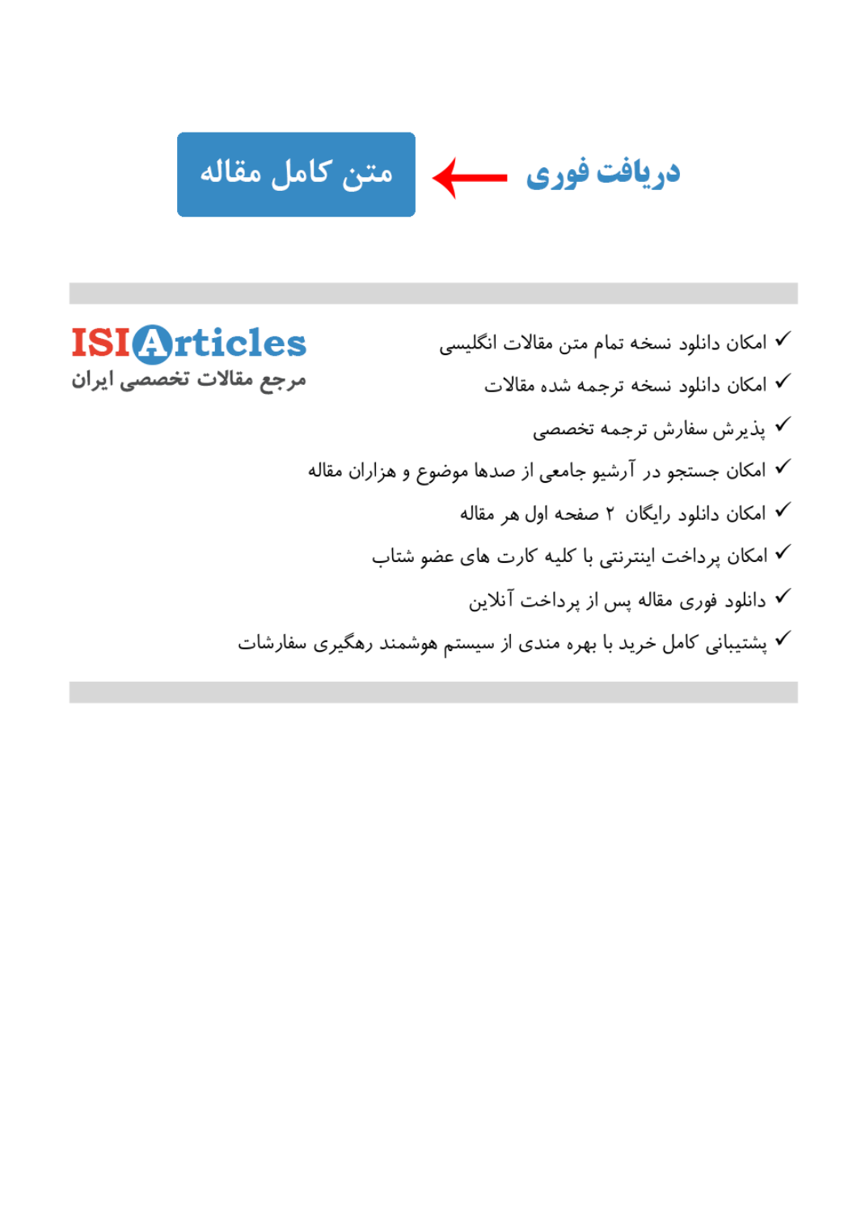دریافت فوری ← متن کامل مقاله

ISIArticles
مرجع مقالات تخصصی ایران

- ✓ امکان دانلود نسخه تمام متن مقالات انگلیسی
- ✓ امکان دانلود نسخه ترجمه شده مقالات
- ✓ پذیرش سفارش ترجمه تخصصی
- ✓ امکان جستجو در آرشیو جامعی از صدها موضوع و هزاران مقاله
- ✓ امکان دانلود رایگان ۲ صفحه اول هر مقاله
- ✓ امکان پرداخت اینترنتی با کلیه کارت های عضو شتاب
- ✓ دانلود فوری مقاله پس از پرداخت آنلاین
- ✓ پشتیبانی کامل خرید با بهره مندی از سیستم هوشمند رهگیری سفارشات